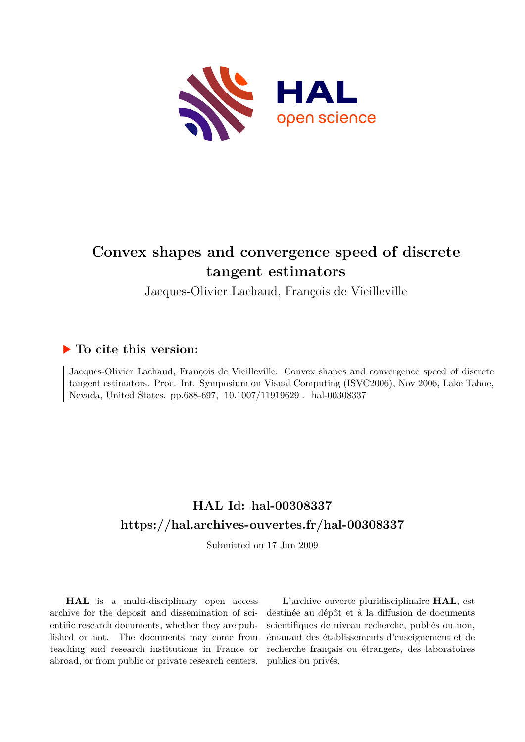# Convex shapes and convergence speed of discrete tangent estimators

Jacques-Olivier Lachaud, François de Vieilleville

## ▶ To cite this version:

Jacques-Olivier Lachaud, François de Vieilleville. Convex shapes and convergence speed of discrete tangent estimators. Proc. Int. Symposium on Visual Computing (ISVC2006), Nov 2006, Lake Tahoe, Nevada, United States. pp.688-697, 10.1007/11919629 . hal-00308337

## HAL Id: hal-00308337

## https://hal.archives-ouvertes.fr/hal-00308337

Submitted on 17 Jun 2009

**HAL** is a multi-disciplinary open access archive for the deposit and dissemination of scientific research documents, whether they are published or not. The documents may come from teaching and research institutions in France or abroad, or from public or private research centers.

L'archive ouverte pluridisciplinaire **HAL**, est destinée au dépôt et à la diffusion de documents scientifiques de niveau recherche, publiés ou non, émanant des établissements d'enseignement et de recherche français ou étrangers, des laboratoires publics ou privés.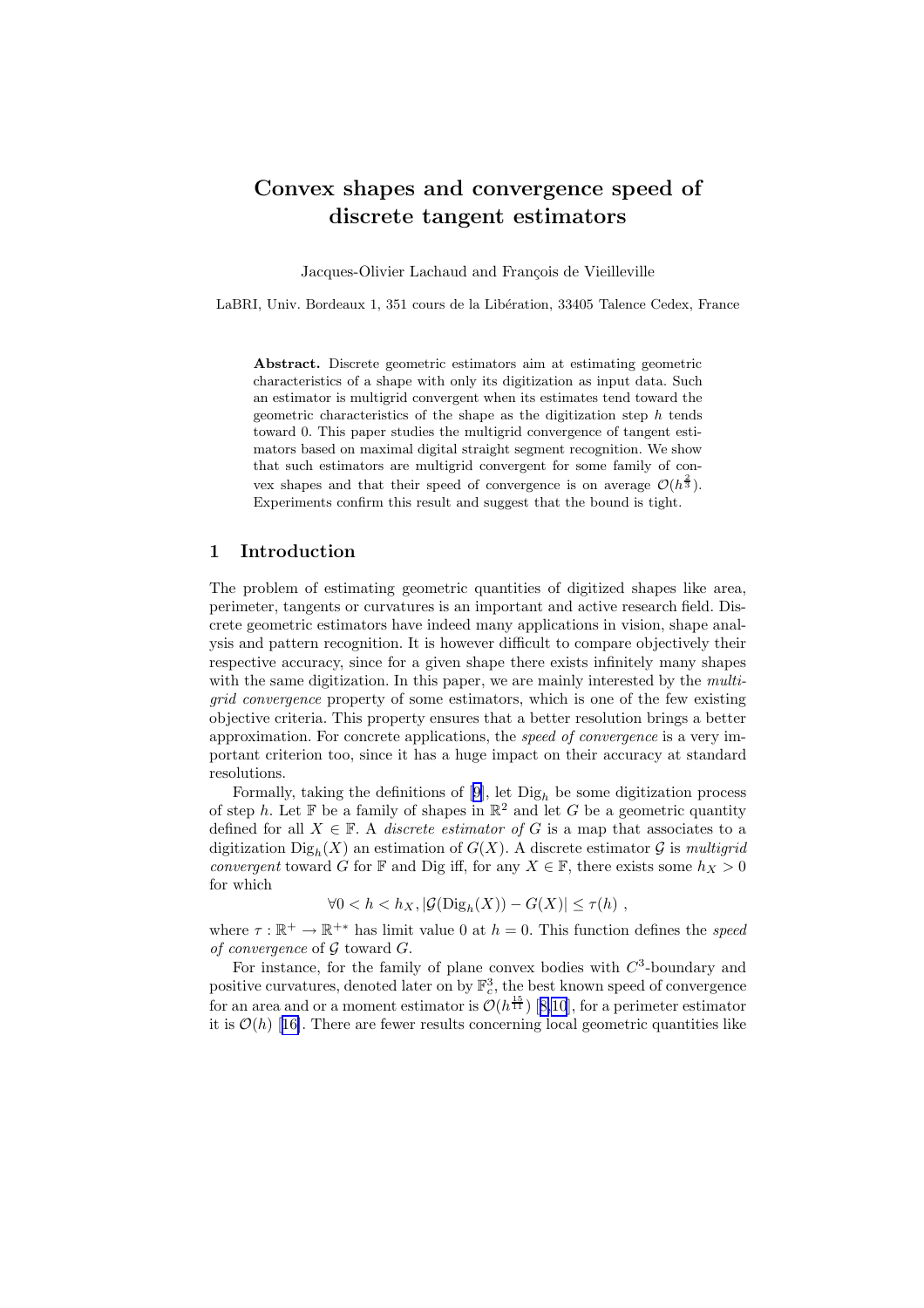# Convex shapes and convergence speed of discrete tangent estimators

Jacques-Olivier Lachaud and François de Vieilleville

LaBRI, Univ. Bordeaux 1, 351 cours de la Libération, 33405 Talence Cedex, France

**Abstract.** Discrete geometric estimators aim at estimating geometric characteristics of a shape with only its digitization as input data. Such an estimator is multigrid convergent when its estimates tend toward the geometric characteristics of the shape as the digitization step $h$ tends toward 0. This paper studies the multigrid convergence of tangent estimators based on maximal digital straight segment recognition. We show that such estimators are multigrid convergent for some family of convex shapes and that their speed of convergence is on average $\mathcal{O}(h^{\frac{2}{3}})$. Experiments confirm this result and suggest that the bound is tight.

## 1 Introduction

The problem of estimating geometric quantities of digitized shapes like area, perimeter, tangents or curvatures is an important and active research field. Discrete geometric estimators have indeed many applications in vision, shape analysis and pattern recognition. It is however difficult to compare objectively their respective accuracy, since for a given shape there exists infinitely many shapes with the same digitization. In this paper, we are mainly interested by the *multigrid convergence* property of some estimators, which is one of the few existing objective criteria. This property ensures that a better resolution brings a better approximation. For concrete applications, the *speed of convergence* is a very important criterion too, since it has a huge impact on their accuracy at standard resolutions.

Formally, taking the definitions of [9], let $\mathrm{Dig}_h$ be some digitization process of step $h$. Let $\mathbb{F}$ be a family of shapes in $\mathbb{R}^2$ and let $G$ be a geometric quantity defined for all $X \in \mathbb{F}$. A *discrete estimator of* $G$ is a map that associates to a digitization $\mathrm{Dig}_h(X)$ an estimation of $G(X)$. A discrete estimator $\mathcal{G}$ is *multigrid convergent* toward $G$ for $\mathbb{F}$ and Dig iff, for any $X \in \mathbb{F}$, there exists some $h_X > 0$ for which

$$\forall 0 < h < h_X, |\mathcal{G}(\mathrm{Dig}_h(X)) - G(X)| \leq \tau(h) \ ,$$

where $\tau : \mathbb{R}^+ \rightarrow \mathbb{R}^{+*}$ has limit value 0 at $h = 0$. This function defines the *speed of convergence* of $\mathcal{G}$ toward $G$.

For instance, for the family of plane convex bodies with $C^3$-boundary and positive curvatures, denoted later on by $\mathbb{F}^3_c$, the best known speed of convergence for an area and or a moment estimator is $\mathcal{O}(h^{\frac{15}{11}})$ [8,10], for a perimeter estimator it is $\mathcal{O}(h)$ [16]. There are fewer results concerning local geometric quantities like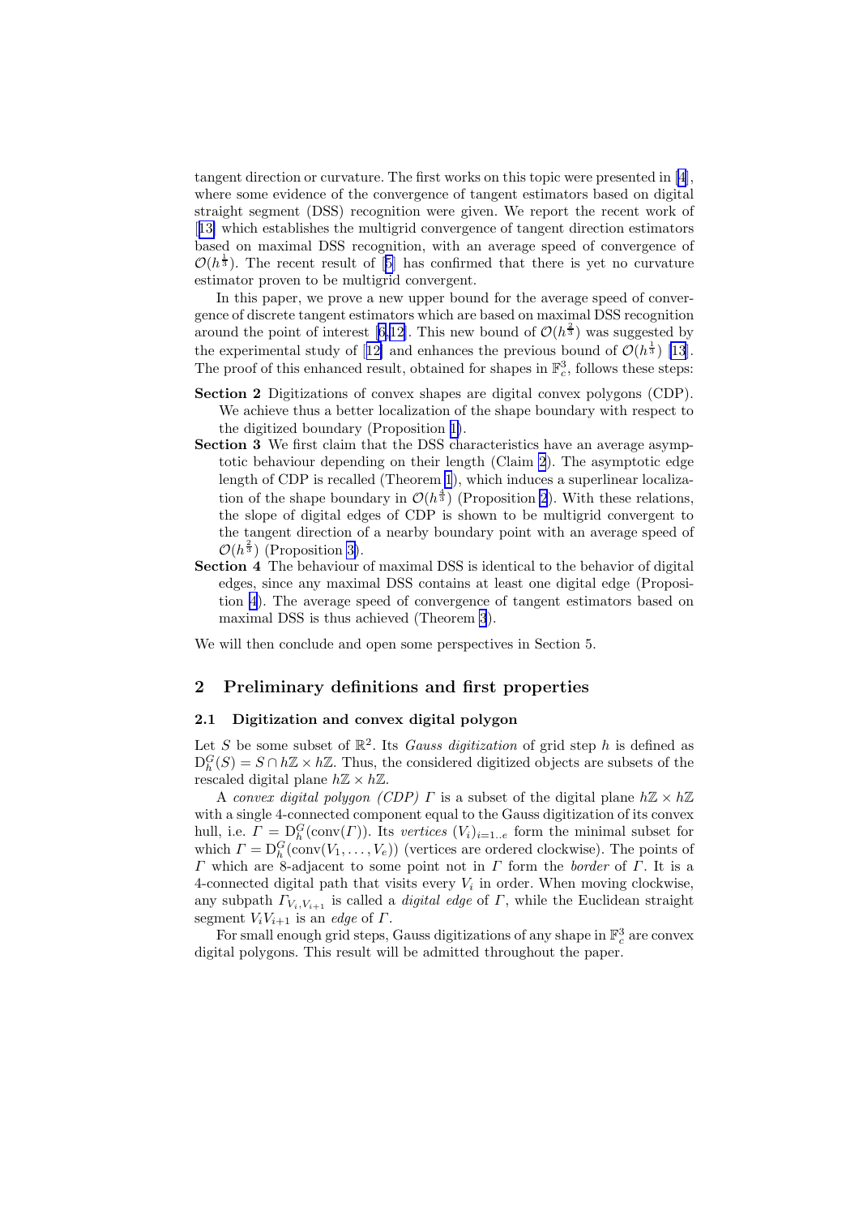tangent direction or curvature. The first works on this topic were presented in [4], where some evidence of the convergence of tangent estimators based on digital straight segment (DSS) recognition were given. We report the recent work of [13] which establishes the multigrid convergence of tangent direction estimators based on maximal DSS recognition, with an average speed of convergence of $\mathcal{O}(h^{\frac{1}{3}})$. The recent result of [5] has confirmed that there is yet no curvature estimator proven to be multigrid convergent.

In this paper, we prove a new upper bound for the average speed of convergence of discrete tangent estimators which are based on maximal DSS recognition around the point of interest [6,12]. This new bound of $\mathcal{O}(h^{\frac{2}{3}})$ was suggested by the experimental study of [12] and enhances the previous bound of $\mathcal{O}(h^{\frac{1}{3}})$ [13]. The proof of this enhanced result, obtained for shapes in $\mathbb{F}^3_c$, follows these steps:

**Section 2** Digitizations of convex shapes are digital convex polygons (CDP). We achieve thus a better localization of the shape boundary with respect to the digitized boundary (Proposition 1).

**Section 3** We first claim that the DSS characteristics have an average asymptotic behaviour depending on their length (Claim 2). The asymptotic edge length of CDP is recalled (Theorem 1), which induces a superlinear localization of the shape boundary in $\mathcal{O}(h^{\frac{4}{3}})$ (Proposition 2). With these relations, the slope of digital edges of CDP is shown to be multigrid convergent to the tangent direction of a nearby boundary point with an average speed of $\mathcal{O}(h^{\frac{2}{3}})$ (Proposition 3).

**Section 4** The behaviour of maximal DSS is identical to the behavior of digital edges, since any maximal DSS contains at least one digital edge (Proposition 4). The average speed of convergence of tangent estimators based on maximal DSS is thus achieved (Theorem 3).

We will then conclude and open some perspectives in Section 5.

## 2 Preliminary definitions and first properties

### 2.1 Digitization and convex digital polygon

Let $S$ be some subset of $\mathbb{R}^2$. Its *Gauss digitization* of grid step $h$ is defined as $\mathrm{D}^G_h(S) = S \cap h\mathbb{Z} \times h\mathbb{Z}$. Thus, the considered digitized objects are subsets of the rescaled digital plane $h\mathbb{Z} \times h\mathbb{Z}$.

A *convex digital polygon (CDP)* $\Gamma$ is a subset of the digital plane $h\mathbb{Z} \times h\mathbb{Z}$ with a single 4-connected component equal to the Gauss digitization of its convex hull, i.e. $\Gamma = \mathrm{D}^G_h(\mathrm{conv}(\Gamma))$. Its *vertices* $(V_i)_{i=1..e}$ form the minimal subset for which $\Gamma = \mathrm{D}^G_h(\mathrm{conv}(V_1, \ldots, V_e))$ (vertices are ordered clockwise). The points of $\Gamma$ which are 8-adjacent to some point not in $\Gamma$ form the *border* of $\Gamma$. It is a 4-connected digital path that visits every $V_i$ in order. When moving clockwise, any subpath $\Gamma_{V_i,V_{i+1}}$ is called a *digital edge* of $\Gamma$, while the Euclidean straight segment $V_iV_{i+1}$ is an *edge* of $\Gamma$.

For small enough grid steps, Gauss digitizations of any shape in $\mathbb{F}^3_c$ are convex digital polygons. This result will be admitted throughout the paper.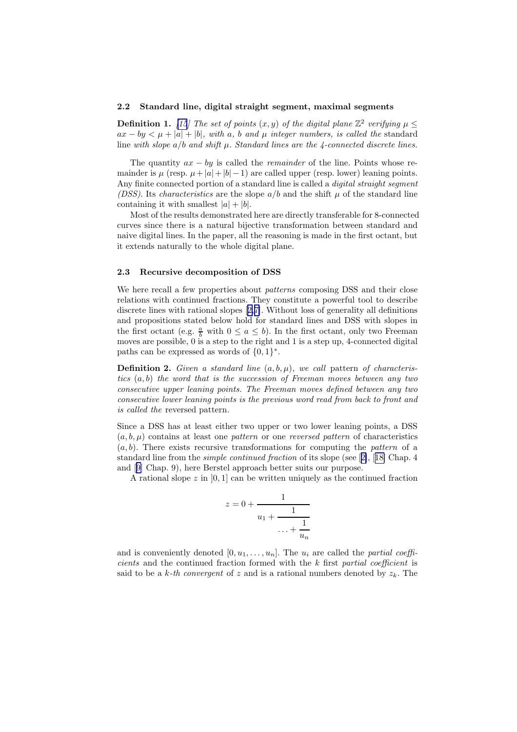### 2.2 Standard line, digital straight segment, maximal segments

**Definition 1.** *[15] The set of points $(x, y)$ of the digital plane $\mathbb{Z}^2$ verifying $\mu \leq ax - by < \mu + |a| + |b|$, with $a$, $b$ and $\mu$ integer numbers, is called the* standard line *with slope $a/b$ and shift $\mu$. Standard lines are the 4-connected discrete lines.*

The quantity $ax - by$ is called the *remainder* of the line. Points whose remainder is $\mu$ (resp. $\mu + |a| + |b| - 1$) are called upper (resp. lower) leaning points. Any finite connected portion of a standard line is called a *digital straight segment (DSS)*. Its *characteristics* are the slope $a/b$ and the shift $\mu$ of the standard line containing it with smallest $|a| + |b|$.

Most of the results demonstrated here are directly transferable for 8-connected curves since there is a natural bijective transformation between standard and naive digital lines. In the paper, all the reasoning is made in the first octant, but it extends naturally to the whole digital plane.

### 2.3 Recursive decomposition of DSS

We here recall a few properties about *patterns* composing DSS and their close relations with continued fractions. They constitute a powerful tool to describe discrete lines with rational slopes [2,7]. Without loss of generality all definitions and propositions stated below hold for standard lines and DSS with slopes in the first octant (e.g. $\frac{a}{b}$ with $0 \leq a \leq b$). In the first octant, only two Freeman moves are possible, 0 is a step to the right and 1 is a step up, 4-connected digital paths can be expressed as words of $\{0, 1\}^*$.

**Definition 2.** *Given a standard line $(a, b, \mu)$, we call* pattern *of characteristics $(a, b)$ the word that is the succession of Freeman moves between any two consecutive upper leaning points. The Freeman moves defined between any two consecutive lower leaning points is the previous word read from back to front and is called the* reversed pattern.

Since a DSS has at least either two upper or two lower leaning points, a DSS $(a, b, \mu)$ contains at least one *pattern* or one *reversed pattern* of characteristics $(a, b)$. There exists recursive transformations for computing the *pattern* of a standard line from the *simple continued fraction* of its slope (see [2], [18] Chap. 4 and [9] Chap. 9), here Berstel approach better suits our purpose.

A rational slope $z$ in $]0, 1]$ can be written uniquely as the continued fraction

$$z = 0 + \cfrac{1}{u_1 + \cfrac{1}{\ldots + \cfrac{1}{u_n}}}$$

and is conveniently denoted $[0, u_1, \ldots, u_n]$. The $u_i$ are called the *partial coefficients* and the continued fraction formed with the $k$ first *partial coefficient* is said to be a *$k$-th convergent* of $z$ and is a rational numbers denoted by $z_k$. The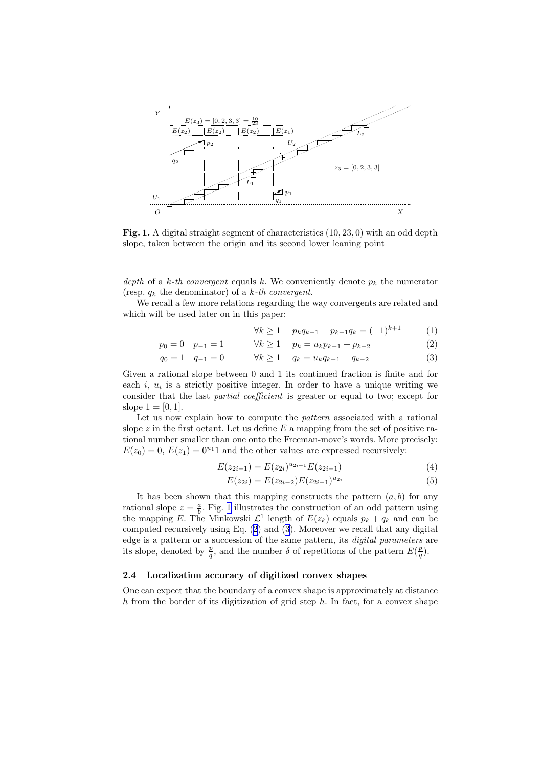**Fig. 1.** A digital straight segment of characteristics $(10, 23, 0)$ with an odd depth slope, taken between the origin and its second lower leaning point

*depth* of a *k-th convergent* equals $k$. We conveniently denote $p_k$ the numerator (resp. $q_k$ the denominator) of a *k-th convergent*.

We recall a few more relations regarding the way convergents are related and which will be used later on in this paper:

$$\forall k \geq 1 \quad p_k q_{k-1} - p_{k-1} q_k = (-1)^{k+1} \tag{1}$$

$$p_0 = 0 \quad p_{-1} = 1 \qquad \forall k \geq 1 \quad p_k = u_k p_{k-1} + p_{k-2} \tag{2}$$

$$q_0 = 1 \quad q_{-1} = 0 \qquad \forall k \geq 1 \quad q_k = u_k q_{k-1} + q_{k-2} \tag{3}$$

Given a rational slope between 0 and 1 its continued fraction is finite and for each $i$, $u_i$ is a strictly positive integer. In order to have a unique writing we consider that the last *partial coefficient* is greater or equal to two; except for slope $1 = [0, 1]$.

Let us now explain how to compute the *pattern* associated with a rational slope $z$ in the first octant. Let us define $E$ a mapping from the set of positive rational number smaller than one onto the Freeman-move's words. More precisely: $E(z_0) = 0$, $E(z_1) = 0^{u_1}1$ and the other values are expressed recursively:

$$E(z_{2i+1}) = E(z_{2i})^{u_{2i+1}} E(z_{2i-1}) \tag{4}$$

$$E(z_{2i}) = E(z_{2i-2}) E(z_{2i-1})^{u_{2i}} \tag{5}$$

It has been shown that this mapping constructs the pattern $(a, b)$ for any rational slope $z = \frac{a}{b}$. Fig. 1 illustrates the construction of an odd pattern using the mapping $E$. The Minkowski $\mathcal{L}^1$ length of $E(z_k)$ equals $p_k + q_k$ and can be computed recursively using Eq. (2) and (3). Moreover we recall that any digital edge is a pattern or a succession of the same pattern, its *digital parameters* are its slope, denoted by $\frac{p}{q}$, and the number $\delta$ of repetitions of the pattern $E(\frac{p}{q})$.

### 2.4 Localization accuracy of digitized convex shapes

One can expect that the boundary of a convex shape is approximately at distance $h$ from the border of its digitization of grid step $h$. In fact, for a convex shape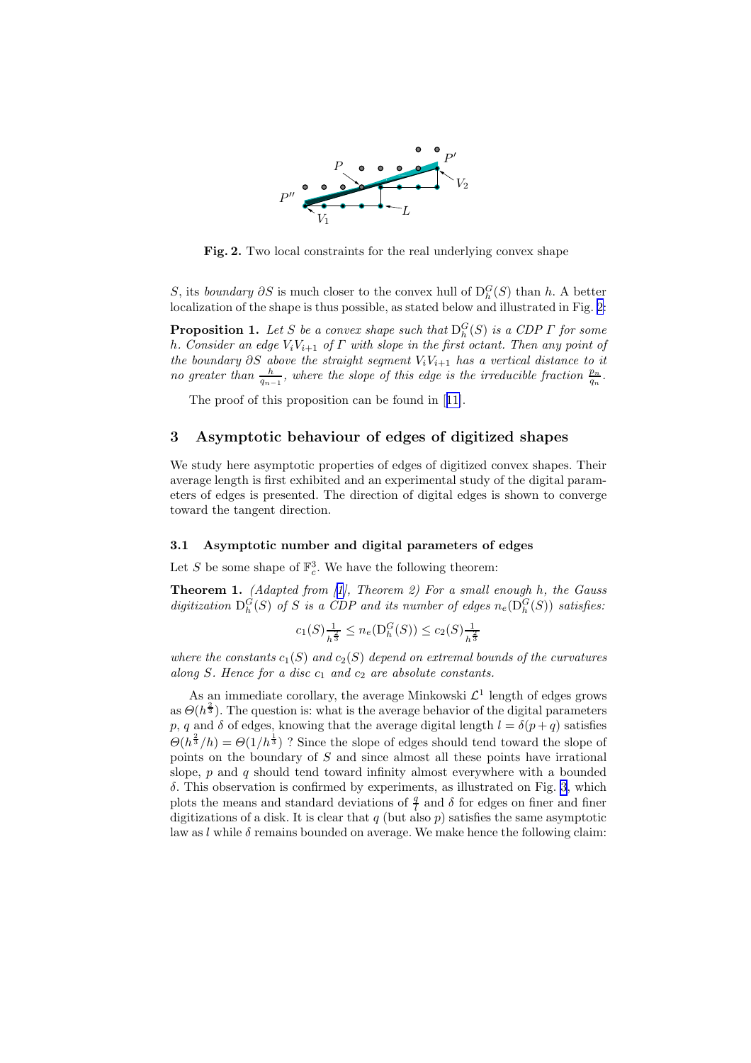**Fig. 2.** Two local constraints for the real underlying convex shape

$S$, its *boundary* $\partial S$ is much closer to the convex hull of $\mathrm{D}_h^G(S)$ than $h$. A better localization of the shape is thus possible, as stated below and illustrated in Fig. 2:

**Proposition 1.** *Let $S$ be a convex shape such that $\mathrm{D}_h^G(S)$ is a CDP $\Gamma$ for some $h$. Consider an edge $V_iV_{i+1}$ of $\Gamma$ with slope in the first octant. Then any point of the boundary $\partial S$ above the straight segment $V_iV_{i+1}$ has a vertical distance to it no greater than $\frac{h}{q_{n-1}}$, where the slope of this edge is the irreducible fraction $\frac{p_n}{q_n}$.*

The proof of this proposition can be found in [11].

## 3 Asymptotic behaviour of edges of digitized shapes

We study here asymptotic properties of edges of digitized convex shapes. Their average length is first exhibited and an experimental study of the digital parameters of edges is presented. The direction of digital edges is shown to converge toward the tangent direction.

### 3.1 Asymptotic number and digital parameters of edges

Let $S$ be some shape of $\mathbb{F}_c^3$. We have the following theorem:

**Theorem 1.** *(Adapted from [1], Theorem 2) For a small enough $h$, the Gauss digitization $\mathrm{D}_h^G(S)$ of $S$ is a CDP and its number of edges $n_e(\mathrm{D}_h^G(S))$ satisfies:*

$$c_1(S)\frac{1}{h^{\frac{2}{3}}} \leq n_e(\mathrm{D}_h^G(S)) \leq c_2(S)\frac{1}{h^{\frac{2}{3}}}$$

*where the constants $c_1(S)$ and $c_2(S)$ depend on extremal bounds of the curvatures along $S$. Hence for a disc $c_1$ and $c_2$ are absolute constants.*

As an immediate corollary, the average Minkowski $\mathcal{L}^1$ length of edges grows as $\Theta(h^{\frac{2}{3}})$. The question is: what is the average behavior of the digital parameters $p$, $q$ and $\delta$ of edges, knowing that the average digital length $l = \delta(p+q)$ satisfies $\Theta(h^{\frac{2}{3}}/h) = \Theta(1/h^{\frac{1}{3}})$ ? Since the slope of edges should tend toward the slope of points on the boundary of $S$ and since almost all these points have irrational slope, $p$ and $q$ should tend toward infinity almost everywhere with a bounded $\delta$. This observation is confirmed by experiments, as illustrated on Fig. 3, which plots the means and standard deviations of $\frac{q}{l}$ and $\delta$ for edges on finer and finer digitizations of a disk. It is clear that $q$ (but also $p$) satisfies the same asymptotic law as $l$ while $\delta$ remains bounded on average. We make hence the following claim: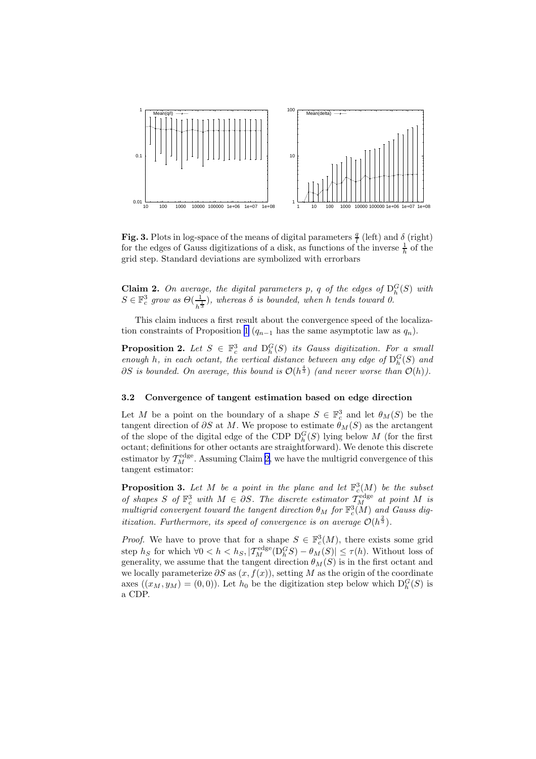**Fig. 3.** Plots in log-space of the means of digital parameters $\frac{q}{l}$ (left) and $\delta$ (right) for the edges of Gauss digitizations of a disk, as functions of the inverse $\frac{1}{h}$ of the grid step. Standard deviations are symbolized with errorbars

**Claim 2.** *On average, the digital parameters $p$, $q$ of the edges of $\mathrm{D}_h^G(S)$ with $S \in \mathbb{F}_c^3$ grow as $\Theta(\frac{1}{h^{\frac{1}{3}}})$, whereas $\delta$ is bounded, when $h$ tends toward 0.*

This claim induces a first result about the convergence speed of the localization constraints of Proposition 1 ($q_{n-1}$ has the same asymptotic law as $q_n$).

**Proposition 2.** *Let $S \in \mathbb{F}_c^3$ and $\mathrm{D}_h^G(S)$ its Gauss digitization. For a small enough $h$, in each octant, the vertical distance between any edge of $\mathrm{D}_h^G(S)$ and $\partial S$ is bounded. On average, this bound is $\mathcal{O}(h^{\frac{4}{3}})$ (and never worse than $\mathcal{O}(h)$).*

### 3.2 Convergence of tangent estimation based on edge direction

Let $M$ be a point on the boundary of a shape $S \in \mathbb{F}_c^3$ and let $\theta_M(S)$ be the tangent direction of $\partial S$ at $M$. We propose to estimate $\theta_M(S)$ as the arctangent of the slope of the digital edge of the CDP $\mathrm{D}_h^G(S)$ lying below $M$ (for the first octant; definitions for other octants are straightforward). We denote this discrete estimator by $\mathcal{T}_M^{\mathrm{edge}}$. Assuming Claim 2, we have the multigrid convergence of this tangent estimator:

**Proposition 3.** *Let $M$ be a point in the plane and let $\mathbb{F}_c^3(M)$ be the subset of shapes $S$ of $\mathbb{F}_c^3$ with $M \in \partial S$. The discrete estimator $\mathcal{T}_M^{\mathrm{edge}}$ at point $M$ is multigrid convergent toward the tangent direction $\theta_M$ for $\mathbb{F}_c^3(M)$ and Gauss digitization. Furthermore, its speed of convergence is on average $\mathcal{O}(h^{\frac{2}{3}})$.*

*Proof.* We have to prove that for a shape $S \in \mathbb{F}_c^3(M)$, there exists some grid step $h_S$ for which $\forall 0 < h < h_S, |\mathcal{T}_M^{\mathrm{edge}}(\mathrm{D}_h^G S) - \theta_M(S)| \leq \tau(h)$. Without loss of generality, we assume that the tangent direction $\theta_M(S)$ is in the first octant and we locally parameterize $\partial S$ as $(x, f(x))$, setting $M$ as the origin of the coordinate axes $((x_M, y_M) = (0, 0))$. Let $h_0$ be the digitization step below which $\mathrm{D}_h^G(S)$ is a CDP.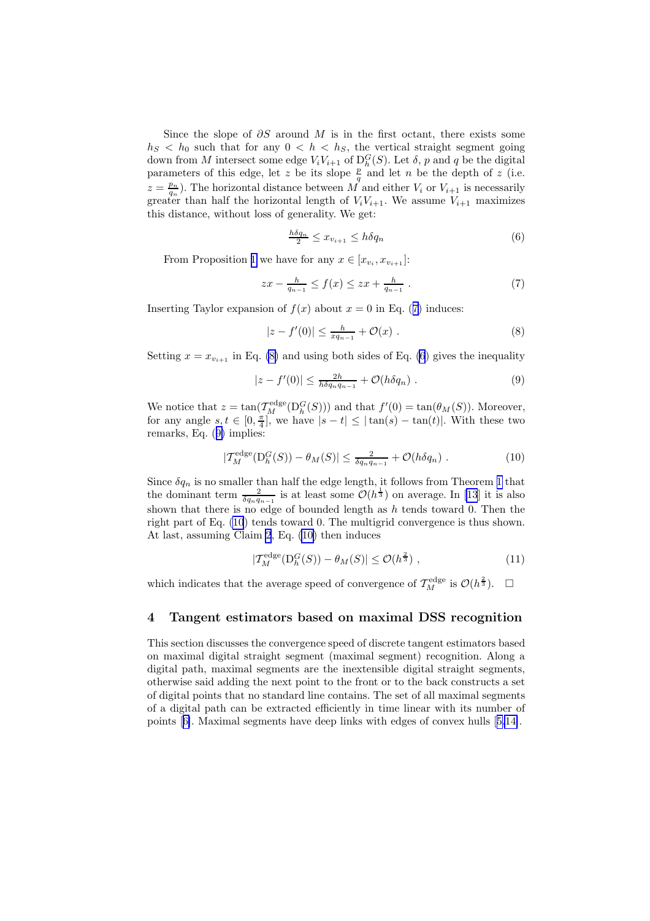Since the slope of $\partial S$ around $M$ is in the first octant, there exists some $h_S < h_0$ such that for any $0 < h < h_S$, the vertical straight segment going down from $M$ intersect some edge $V_i V_{i+1}$ of $\mathrm{D}_h^G(S)$. Let $\delta$, $p$ and $q$ be the digital parameters of this edge, let $z$ be its slope $\frac{p}{q}$ and let $n$ be the depth of $z$ (i.e. $z = \frac{p_n}{q_n}$). The horizontal distance between $M$ and either $V_i$ or $V_{i+1}$ is necessarily greater than half the horizontal length of $V_i V_{i+1}$. We assume $V_{i+1}$ maximizes this distance, without loss of generality. We get:

$$\frac{h\delta q_n}{2} \leq x_{v_{i+1}} \leq h\delta q_n \tag{6}$$

From Proposition 1 we have for any $x \in [x_{v_i}, x_{v_{i+1}}]$:

$$zx - \frac{h}{q_{n-1}} \leq f(x) \leq zx + \frac{h}{q_{n-1}} \; . \tag{7}$$

Inserting Taylor expansion of $f(x)$ about $x = 0$ in Eq. (7) induces:

$$|z - f'(0)| \leq \frac{h}{x q_{n-1}} + \mathcal{O}(x) \; . \tag{8}$$

Setting $x = x_{v_{i+1}}$ in Eq. (8) and using both sides of Eq. (6) gives the inequality

$$|z - f'(0)| \leq \frac{2h}{h\delta q_n q_{n-1}} + \mathcal{O}(h\delta q_n) \; . \tag{9}$$

We notice that $z = \tan(\mathcal{T}_M^{\mathrm{edge}}(\mathrm{D}_h^G(S)))$ and that $f'(0) = \tan(\theta_M(S))$. Moreover, for any angle $s, t \in [0, \frac{\pi}{4}]$, we have $|s - t| \leq |\tan(s) - \tan(t)|$. With these two remarks, Eq. (9) implies:

$$|\mathcal{T}_M^{\mathrm{edge}}(\mathrm{D}_h^G(S)) - \theta_M(S)| \leq \frac{2}{\delta q_n q_{n-1}} + \mathcal{O}(h\delta q_n) \; . \tag{10}$$

Since $\delta q_n$ is no smaller than half the edge length, it follows from Theorem 1 that the dominant term $\frac{2}{\delta q_n q_{n-1}}$ is at least some $\mathcal{O}(h^{\frac{1}{3}})$ on average. In [13] it is also shown that there is no edge of bounded length as $h$ tends toward 0. Then the right part of Eq. (10) tends toward 0. The multigrid convergence is thus shown. At last, assuming Claim 2, Eq. (10) then induces

$$|\mathcal{T}_M^{\mathrm{edge}}(\mathrm{D}_h^G(S)) - \theta_M(S)| \leq \mathcal{O}(h^{\frac{2}{3}}) \; , \tag{11}$$

which indicates that the average speed of convergence of $\mathcal{T}_M^{\mathrm{edge}}$ is $\mathcal{O}(h^{\frac{2}{3}})$. $\square$

## 4 Tangent estimators based on maximal DSS recognition

This section discusses the convergence speed of discrete tangent estimators based on maximal digital straight segment (maximal segment) recognition. Along a digital path, maximal segments are the inextensible digital straight segments, otherwise said adding the next point to the front or to the back constructs a set of digital points that no standard line contains. The set of all maximal segments of a digital path can be extracted efficiently in time linear with its number of points [6]. Maximal segments have deep links with edges of convex hulls [5,14].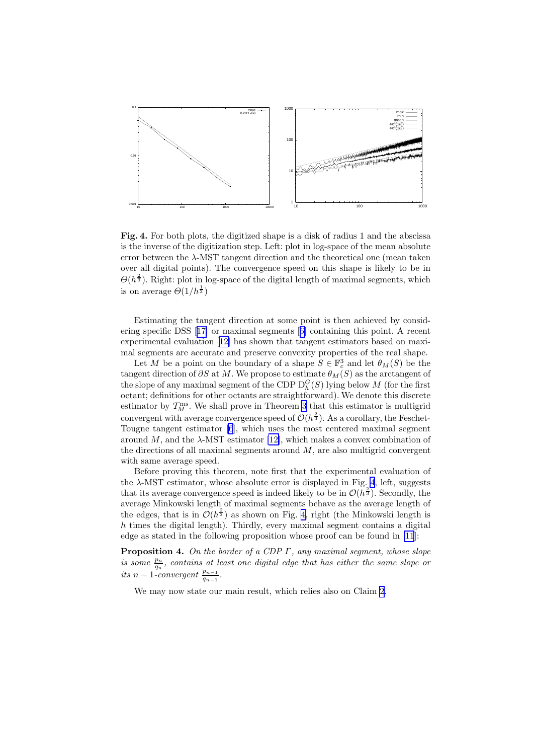**Fig. 4.** For both plots, the digitized shape is a disk of radius 1 and the abscissa is the inverse of the digitization step. Left: plot in log-space of the mean absolute error between the $\lambda$-MST tangent direction and the theoretical one (mean taken over all digital points). The convergence speed on this shape is likely to be in $\Theta(h^{\frac{2}{3}})$. Right: plot in log-space of the digital length of maximal segments, which is on average $\Theta(1/h^{\frac{1}{3}})$

Estimating the tangent direction at some point is then achieved by considering specific DSS [17] or maximal segments [6] containing this point. A recent experimental evaluation [12] has shown that tangent estimators based on maximal segments are accurate and preserve convexity properties of the real shape.

Let $M$ be a point on the boundary of a shape $S \in \mathbb{F}_c^3$ and let $\theta_M(S)$ be the tangent direction of $\partial S$ at $M$. We propose to estimate $\theta_M(S)$ as the arctangent of the slope of any maximal segment of the CDP $\mathrm{D}_h^G(S)$ lying below $M$ (for the first octant; definitions for other octants are straightforward). We denote this discrete estimator by $\mathcal{T}_M^{\mathrm{ms}}$. We shall prove in Theorem 3 that this estimator is multigrid convergent with average convergence speed of $\mathcal{O}(h^{\frac{2}{3}})$. As a corollary, the Feschet-Tougne tangent estimator [6], which uses the most centered maximal segment around $M$, and the $\lambda$-MST estimator [12], which makes a convex combination of the directions of all maximal segments around $M$, are also multigrid convergent with same average speed.

Before proving this theorem, note first that the experimental evaluation of the $\lambda$-MST estimator, whose absolute error is displayed in Fig. 4, left, suggests that its average convergence speed is indeed likely to be in $\mathcal{O}(h^{\frac{2}{3}})$. Secondly, the average Minkowski length of maximal segments behave as the average length of the edges, that is in $\mathcal{O}(h^{\frac{2}{3}})$ as shown on Fig. 4, right (the Minkowski length is $h$ times the digital length). Thirdly, every maximal segment contains a digital edge as stated in the following proposition whose proof can be found in [11]:

**Proposition 4.** *On the border of a CDP $\Gamma$, any maximal segment, whose slope is some $\frac{p_n}{q_n}$, contains at least one digital edge that has either the same slope or its $n-1$-convergent $\frac{p_{n-1}}{q_{n-1}}$.*

We may now state our main result, which relies also on Claim 2.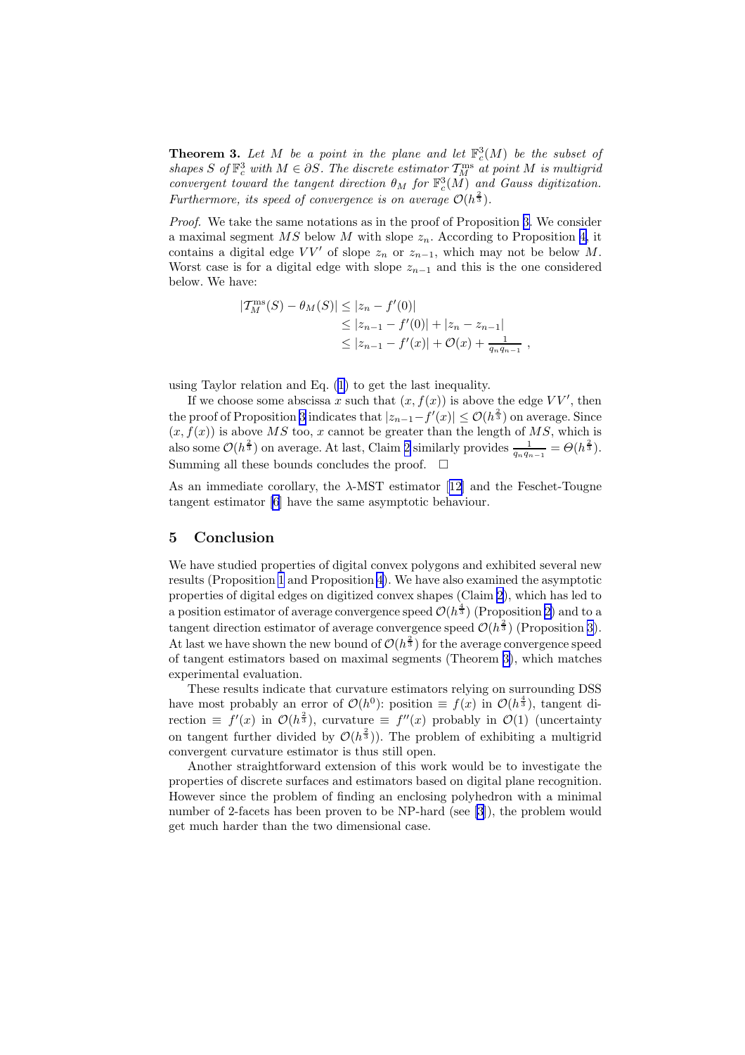**Theorem 3.** *Let $M$ be a point in the plane and let $\mathbb{F}_c^3(M)$ be the subset of shapes $S$ of $\mathbb{F}_c^3$ with $M \in \partial S$. The discrete estimator $\mathcal{T}_M^{\mathrm{ms}}$ at point $M$ is multigrid convergent toward the tangent direction $\theta_M$ for $\mathbb{F}_c^3(M)$ and Gauss digitization. Furthermore, its speed of convergence is on average $\mathcal{O}(h^{\frac{2}{3}})$.*

*Proof.* We take the same notations as in the proof of Proposition 3. We consider a maximal segment $MS$ below $M$ with slope $z_n$. According to Proposition 4, it contains a digital edge $VV'$ of slope $z_n$ or $z_{n-1}$, which may not be below $M$. Worst case is for a digital edge with slope $z_{n-1}$ and this is the one considered below. We have:

$$
\begin{aligned}
|\mathcal{T}_M^{\mathrm{ms}}(S) - \theta_M(S)| &\leq |z_n - f'(0)| \\
&\leq |z_{n-1} - f'(0)| + |z_n - z_{n-1}| \\
&\leq |z_{n-1} - f'(x)| + \mathcal{O}(x) + \tfrac{1}{q_n q_{n-1}} \ ,
\end{aligned}
$$

using Taylor relation and Eq. (1) to get the last inequality.

If we choose some abscissa $x$ such that $(x, f(x))$ is above the edge $VV'$, then the proof of Proposition 3 indicates that $|z_{n-1} - f'(x)| \leq \mathcal{O}(h^{\frac{2}{3}})$ on average. Since $(x, f(x))$ is above $MS$ too, $x$ cannot be greater than the length of $MS$, which is also some $\mathcal{O}(h^{\frac{2}{3}})$ on average. At last, Claim 2 similarly provides $\frac{1}{q_n q_{n-1}} = \Theta(h^{\frac{2}{3}})$. Summing all these bounds concludes the proof. $\square$

As an immediate corollary, the $\lambda$-MST estimator [12] and the Feschet-Tougne tangent estimator [6] have the same asymptotic behaviour.

## 5 Conclusion

We have studied properties of digital convex polygons and exhibited several new results (Proposition 1 and Proposition 4). We have also examined the asymptotic properties of digital edges on digitized convex shapes (Claim 2), which has led to a position estimator of average convergence speed $\mathcal{O}(h^{\frac{4}{3}})$ (Proposition 2) and to a tangent direction estimator of average convergence speed $\mathcal{O}(h^{\frac{2}{3}})$ (Proposition 3). At last we have shown the new bound of $\mathcal{O}(h^{\frac{2}{3}})$ for the average convergence speed of tangent estimators based on maximal segments (Theorem 3), which matches experimental evaluation.

These results indicate that curvature estimators relying on surrounding DSS have most probably an error of $\mathcal{O}(h^0)$: position $\equiv f(x)$ in $\mathcal{O}(h^{\frac{4}{3}})$, tangent direction $\equiv f'(x)$ in $\mathcal{O}(h^{\frac{2}{3}})$, curvature $\equiv f''(x)$ probably in $\mathcal{O}(1)$ (uncertainty on tangent further divided by $\mathcal{O}(h^{\frac{2}{3}})$). The problem of exhibiting a multigrid convergent curvature estimator is thus still open.

Another straightforward extension of this work would be to investigate the properties of discrete surfaces and estimators based on digital plane recognition. However since the problem of finding an enclosing polyhedron with a minimal number of 2-facets has been proven to be NP-hard (see [3]), the problem would get much harder than the two dimensional case.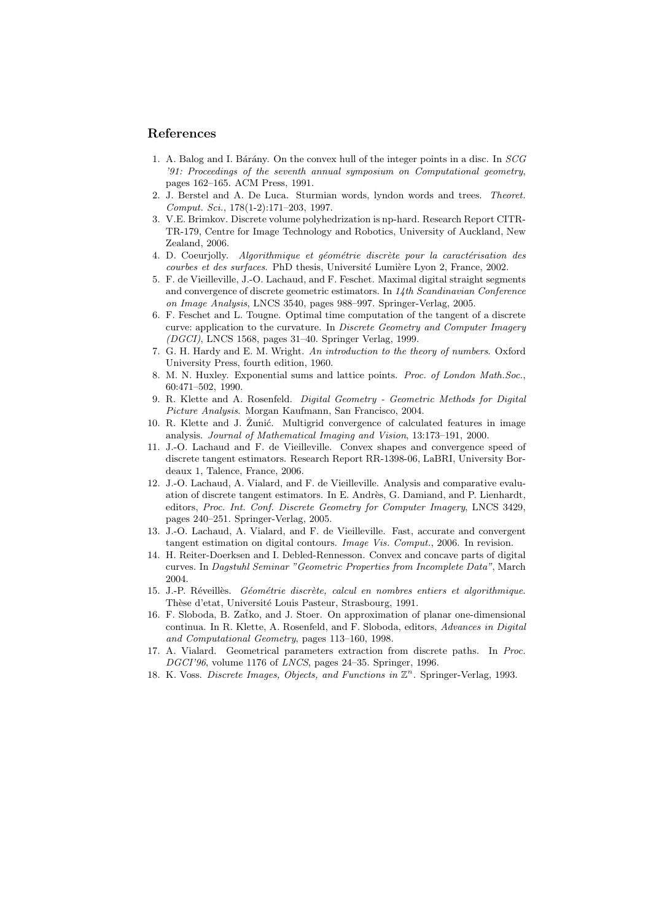## References

1. A. Balog and I. Bárány. On the convex hull of the integer points in a disc. In *SCG '91: Proceedings of the seventh annual symposium on Computational geometry*, pages 162–165. ACM Press, 1991.
2. J. Berstel and A. De Luca. Sturmian words, lyndon words and trees. *Theoret. Comput. Sci.*, 178(1-2):171–203, 1997.
3. V.E. Brimkov. Discrete volume polyhedrization is np-hard. Research Report CITR-TR-179, Centre for Image Technology and Robotics, University of Auckland, New Zealand, 2006.
4. D. Coeurjolly. *Algorithmique et géométrie discrète pour la caractérisation des courbes et des surfaces*. PhD thesis, Université Lumière Lyon 2, France, 2002.
5. F. de Vieilleville, J.-O. Lachaud, and F. Feschet. Maximal digital straight segments and convergence of discrete geometric estimators. In *14th Scandinavian Conference on Image Analysis*, LNCS 3540, pages 988–997. Springer-Verlag, 2005.
6. F. Feschet and L. Tougne. Optimal time computation of the tangent of a discrete curve: application to the curvature. In *Discrete Geometry and Computer Imagery (DGCI)*, LNCS 1568, pages 31–40. Springer Verlag, 1999.
7. G. H. Hardy and E. M. Wright. *An introduction to the theory of numbers*. Oxford University Press, fourth edition, 1960.
8. M. N. Huxley. Exponential sums and lattice points. *Proc. of London Math.Soc.*, 60:471–502, 1990.
9. R. Klette and A. Rosenfeld. *Digital Geometry - Geometric Methods for Digital Picture Analysis*. Morgan Kaufmann, San Francisco, 2004.
10. R. Klette and J. Žunić. Multigrid convergence of calculated features in image analysis. *Journal of Mathematical Imaging and Vision*, 13:173–191, 2000.
11. J.-O. Lachaud and F. de Vieilleville. Convex shapes and convergence speed of discrete tangent estimators. Research Report RR-1398-06, LaBRI, University Bordeaux 1, Talence, France, 2006.
12. J.-O. Lachaud, A. Vialard, and F. de Vieilleville. Analysis and comparative evaluation of discrete tangent estimators. In E. Andrès, G. Damiand, and P. Lienhardt, editors, *Proc. Int. Conf. Discrete Geometry for Computer Imagery*, LNCS 3429, pages 240–251. Springer-Verlag, 2005.
13. J.-O. Lachaud, A. Vialard, and F. de Vieilleville. Fast, accurate and convergent tangent estimation on digital contours. *Image Vis. Comput.*, 2006. In revision.
14. H. Reiter-Doerksen and I. Debled-Rennesson. Convex and concave parts of digital curves. In *Dagstuhl Seminar "Geometric Properties from Incomplete Data"*, March 2004.
15. J.-P. Réveillès. *Géométrie discrète, calcul en nombres entiers et algorithmique*. Thèse d'etat, Université Louis Pasteur, Strasbourg, 1991.
16. F. Sloboda, B. Zaťko, and J. Stoer. On approximation of planar one-dimensional continua. In R. Klette, A. Rosenfeld, and F. Sloboda, editors, *Advances in Digital and Computational Geometry*, pages 113–160, 1998.
17. A. Vialard. Geometrical parameters extraction from discrete paths. In *Proc. DGCI'96*, volume 1176 of *LNCS*, pages 24–35. Springer, 1996.
18. K. Voss. *Discrete Images, Objects, and Functions in* $\mathbb{Z}^n$. Springer-Verlag, 1993.